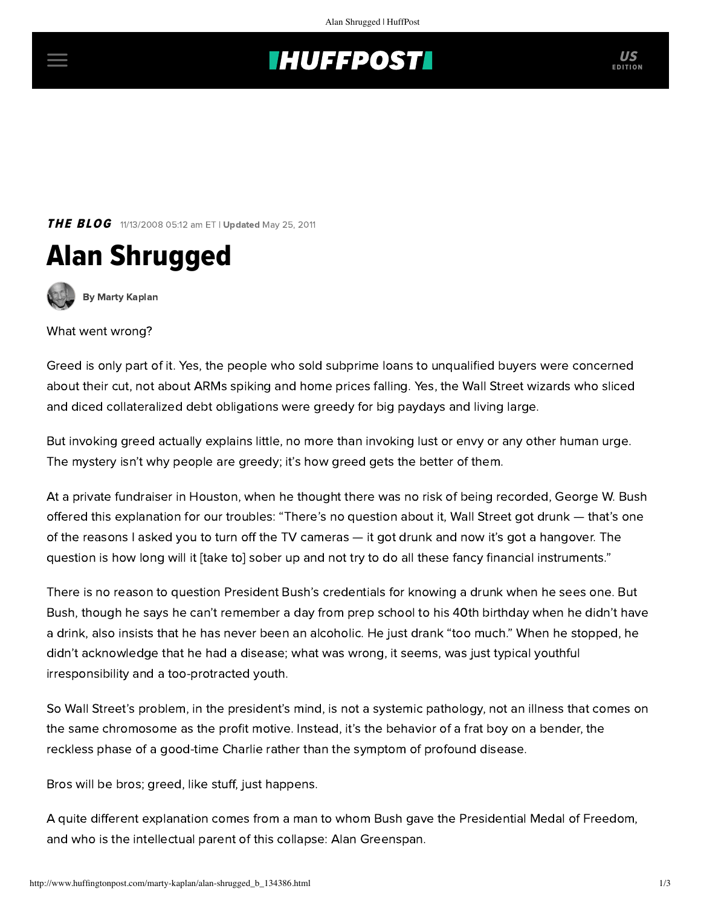**THE BLOG** 11/13/2008 05:12 am ET | **Updated** May 25, 2011

# Alan Shrugged

**By Marty Kaplan**

What went wrong?

Greed is only part of it. Yes, the people who sold subprime loans to unqualified buyers were concerned about their cut, not about ARMs spiking and home prices falling. Yes, the Wall Street wizards who sliced and diced collateralized debt obligations were greedy for big paydays and living large.

But invoking greed actually explains little, no more than invoking lust or envy or any other human urge. The mystery isn't why people are greedy; it's how greed gets the better of them.

At a private fundraiser in Houston, when he thought there was no risk of being recorded, George W. Bush offered this explanation for our troubles: "There's no question about it, Wall Street got drunk — that's one of the reasons I asked you to turn off the TV cameras — it got drunk and now it's got a hangover. The question is how long will it [take to] sober up and not try to do all these fancy financial instruments."

There is no reason to question President Bush's credentials for knowing a drunk when he sees one. But Bush, though he says he can't remember a day from prep school to his 40th birthday when he didn't have a drink, also insists that he has never been an alcoholic. He just drank "too much." When he stopped, he didn't acknowledge that he had a disease; what was wrong, it seems, was just typical youthful irresponsibility and a too-protracted youth.

So Wall Street's problem, in the president's mind, is not a systemic pathology, not an illness that comes on the same chromosome as the profit motive. Instead, it's the behavior of a frat boy on a bender, the reckless phase of a good-time Charlie rather than the symptom of profound disease.

Bros will be bros; greed, like stuff, just happens.

A quite different explanation comes from a man to whom Bush gave the Presidential Medal of Freedom, and who is the intellectual parent of this collapse: Alan Greenspan.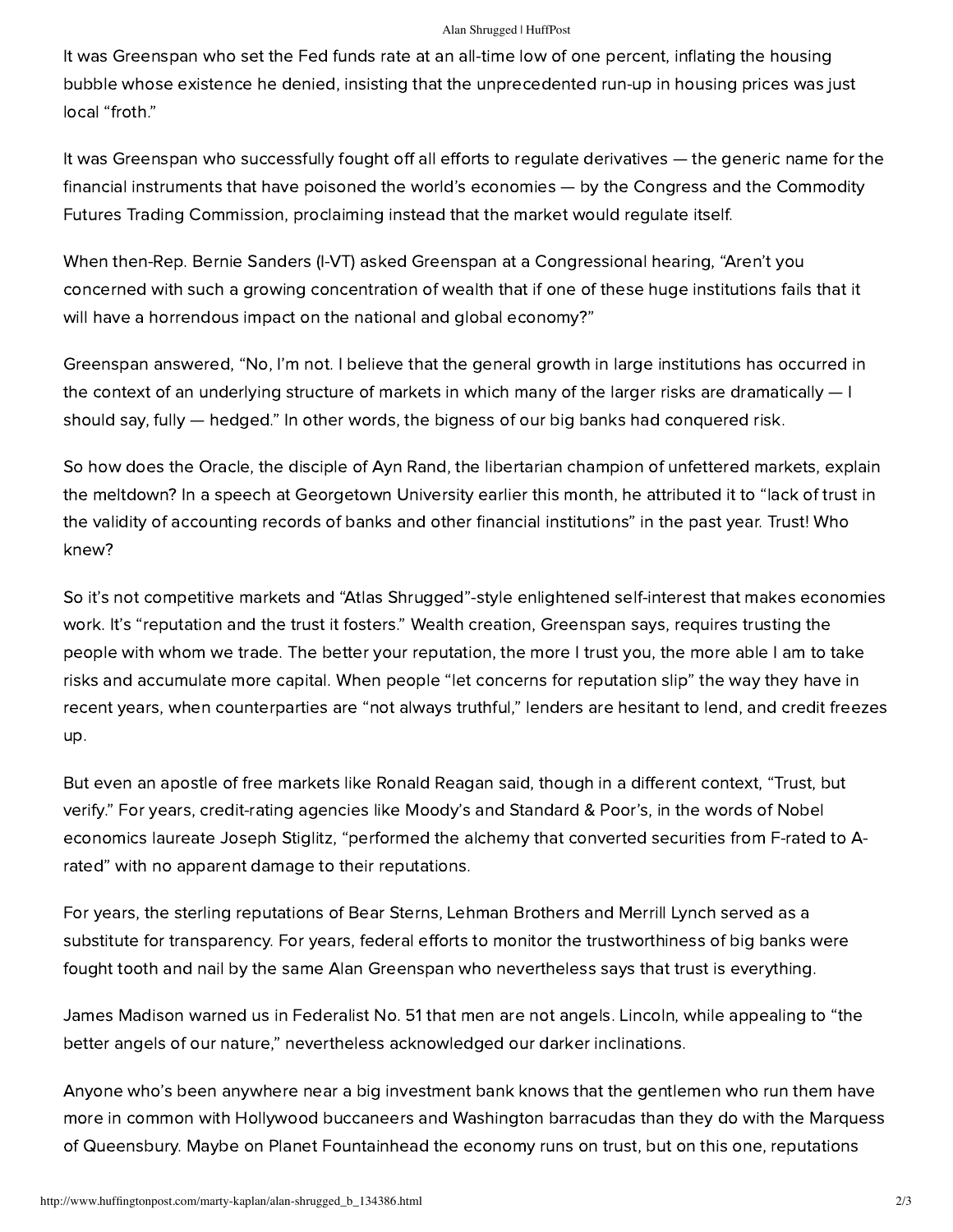It was Greenspan who set the Fed funds rate at an all-time low of one percent, inflating the housing bubble whose existence he denied, insisting that the unprecedented run-up in housing prices was just local "froth."

It was Greenspan who successfully fought off all efforts to regulate derivatives — the generic name for the financial instruments that have poisoned the world's economies — by the Congress and the Commodity Futures Trading Commission, proclaiming instead that the market would regulate itself.

When then-Rep. Bernie Sanders (I-VT) asked Greenspan at a Congressional hearing, "Aren't you concerned with such a growing concentration of wealth that if one of these huge institutions fails that it will have a horrendous impact on the national and global economy?"

Greenspan answered, "No, I'm not. I believe that the general growth in large institutions has occurred in the context of an underlying structure of markets in which many of the larger risks are dramatically — I should say, fully — hedged." In other words, the bigness of our big banks had conquered risk.

So how does the Oracle, the disciple of Ayn Rand, the libertarian champion of unfettered markets, explain the meltdown? In a speech at Georgetown University earlier this month, he attributed it to "lack of trust in the validity of accounting records of banks and other financial institutions" in the past year. Trust! Who knew?

So it's not competitive markets and "Atlas Shrugged"-style enlightened self-interest that makes economies work. It's "reputation and the trust it fosters." Wealth creation, Greenspan says, requires trusting the people with whom we trade. The better your reputation, the more I trust you, the more able I am to take risks and accumulate more capital. When people "let concerns for reputation slip" the way they have in recent years, when counterparties are "not always truthful," lenders are hesitant to lend, and credit freezes up.

But even an apostle of free markets like Ronald Reagan said, though in a different context, "Trust, but verify." For years, credit-rating agencies like Moody's and Standard & Poor's, in the words of Nobel economics laureate Joseph Stiglitz, "performed the alchemy that converted securities from F-rated to A-rated" with no apparent damage to their reputations.

For years, the sterling reputations of Bear Sterns, Lehman Brothers and Merrill Lynch served as a substitute for transparency. For years, federal efforts to monitor the trustworthiness of big banks were fought tooth and nail by the same Alan Greenspan who nevertheless says that trust is everything.

James Madison warned us in Federalist No. 51 that men are not angels. Lincoln, while appealing to "the better angels of our nature," nevertheless acknowledged our darker inclinations.

Anyone who's been anywhere near a big investment bank knows that the gentlemen who run them have more in common with Hollywood buccaneers and Washington barracudas than they do with the Marquess of Queensbury. Maybe on Planet Fountainhead the economy runs on trust, but on this one, reputations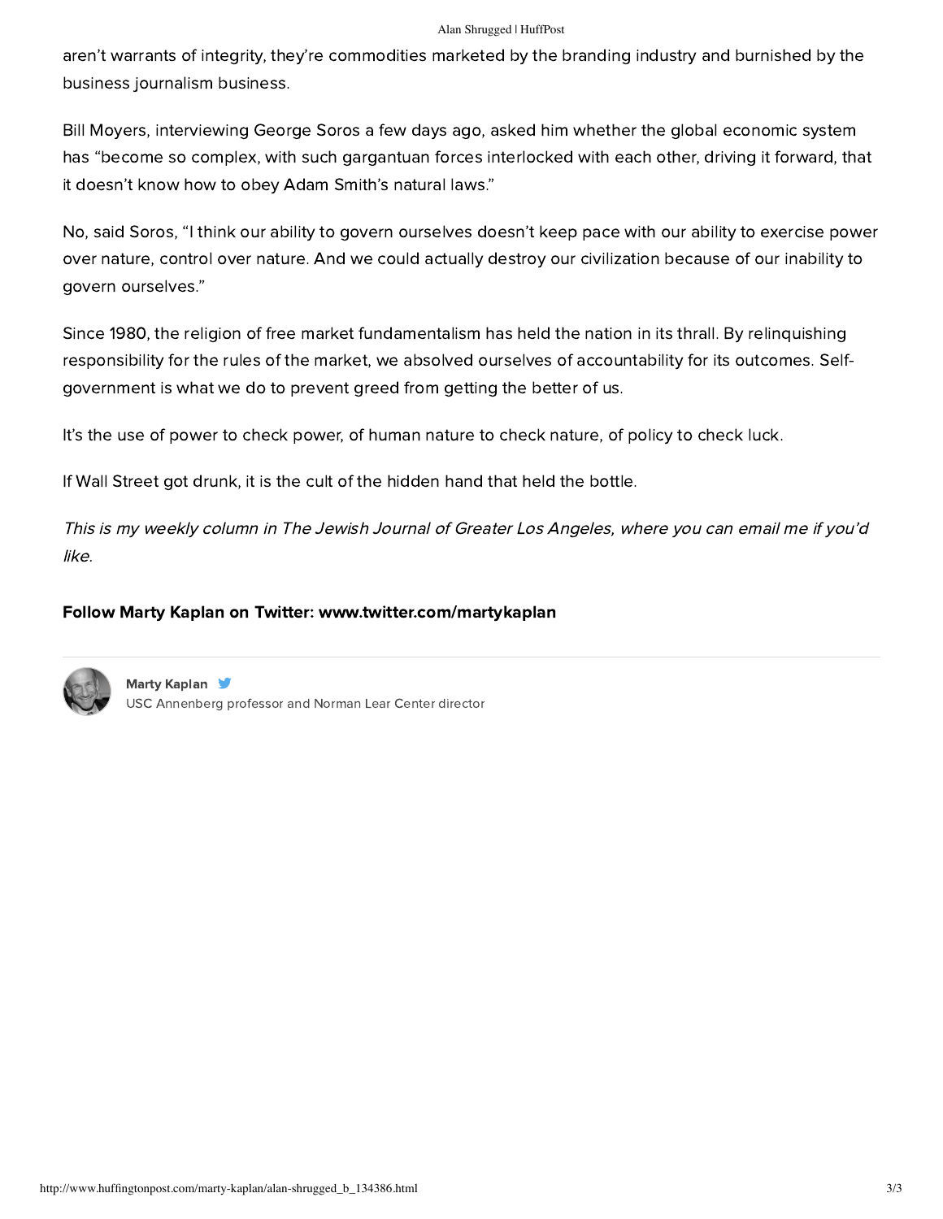aren't warrants of integrity, they're commodities marketed by the branding industry and burnished by the business journalism business.

Bill Moyers, interviewing George Soros a few days ago, asked him whether the global economic system has "become so complex, with such gargantuan forces interlocked with each other, driving it forward, that it doesn't know how to obey Adam Smith's natural laws."

No, said Soros, "I think our ability to govern ourselves doesn't keep pace with our ability to exercise power over nature, control over nature. And we could actually destroy our civilization because of our inability to govern ourselves."

Since 1980, the religion of free market fundamentalism has held the nation in its thrall. By relinquishing responsibility for the rules of the market, we absolved ourselves of accountability for its outcomes. Self-government is what we do to prevent greed from getting the better of us.

It's the use of power to check power, of human nature to check nature, of policy to check luck.

If Wall Street got drunk, it is the cult of the hidden hand that held the bottle.

*This is my weekly column in The Jewish Journal of Greater Los Angeles, where you can email me if you'd like.*

**Follow Marty Kaplan on Twitter: www.twitter.com/martykaplan**

---

**Marty Kaplan**
USC Annenberg professor and Norman Lear Center director